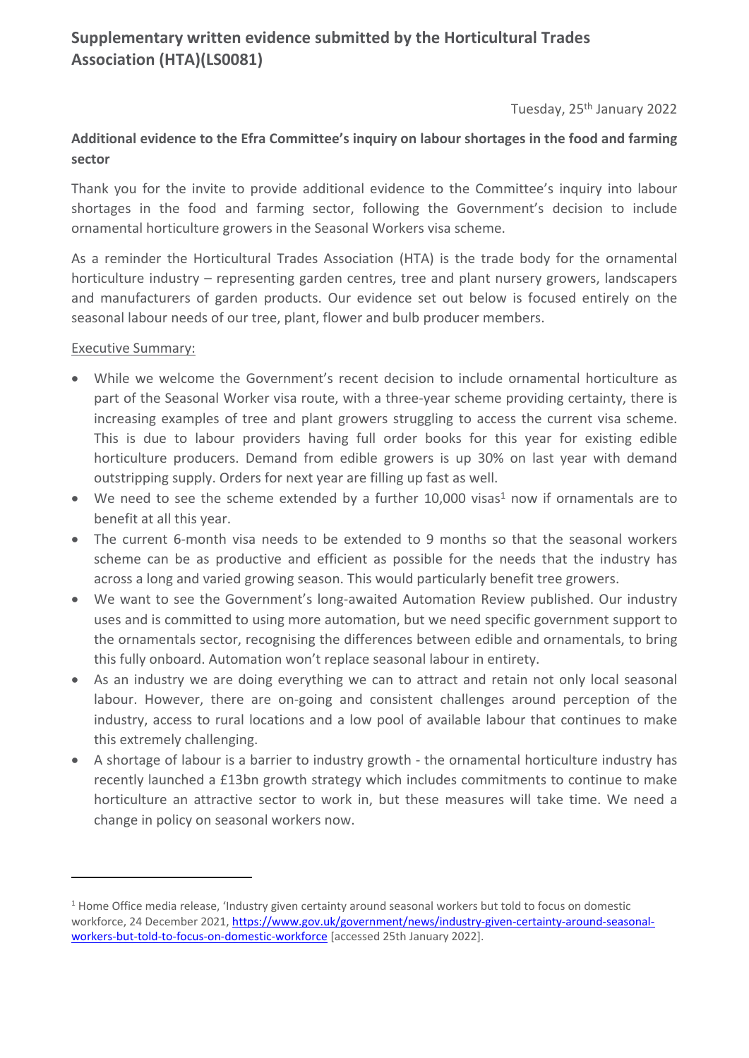# Supplementary written evidence submitted by the Horticultural Trades Association (HTA)(LS0081)

Tuesday, 25th January 2022

**Additional evidence to the Efra Committee's inquiry on labour shortages in the food and farming sector**

Thank you for the invite to provide additional evidence to the Committee's inquiry into labour shortages in the food and farming sector, following the Government's decision to include ornamental horticulture growers in the Seasonal Workers visa scheme.

As a reminder the Horticultural Trades Association (HTA) is the trade body for the ornamental horticulture industry – representing garden centres, tree and plant nursery growers, landscapers and manufacturers of garden products. Our evidence set out below is focused entirely on the seasonal labour needs of our tree, plant, flower and bulb producer members.

Executive Summary:

- While we welcome the Government's recent decision to include ornamental horticulture as part of the Seasonal Worker visa route, with a three-year scheme providing certainty, there is increasing examples of tree and plant growers struggling to access the current visa scheme. This is due to labour providers having full order books for this year for existing edible horticulture producers. Demand from edible growers is up 30% on last year with demand outstripping supply. Orders for next year are filling up fast as well.
- We need to see the scheme extended by a further 10,000 visas[1] now if ornamentals are to benefit at all this year.
- The current 6-month visa needs to be extended to 9 months so that the seasonal workers scheme can be as productive and efficient as possible for the needs that the industry has across a long and varied growing season. This would particularly benefit tree growers.
- We want to see the Government's long-awaited Automation Review published. Our industry uses and is committed to using more automation, but we need specific government support to the ornamentals sector, recognising the differences between edible and ornamentals, to bring this fully onboard. Automation won't replace seasonal labour in entirety.
- As an industry we are doing everything we can to attract and retain not only local seasonal labour. However, there are on-going and consistent challenges around perception of the industry, access to rural locations and a low pool of available labour that continues to make this extremely challenging.
- A shortage of labour is a barrier to industry growth - the ornamental horticulture industry has recently launched a £13bn growth strategy which includes commitments to continue to make horticulture an attractive sector to work in, but these measures will take time. We need a change in policy on seasonal workers now.

---

[1] Home Office media release, 'Industry given certainty around seasonal workers but told to focus on domestic workforce, 24 December 2021, https://www.gov.uk/government/news/industry-given-certainty-around-seasonal-workers-but-told-to-focus-on-domestic-workforce [accessed 25th January 2022].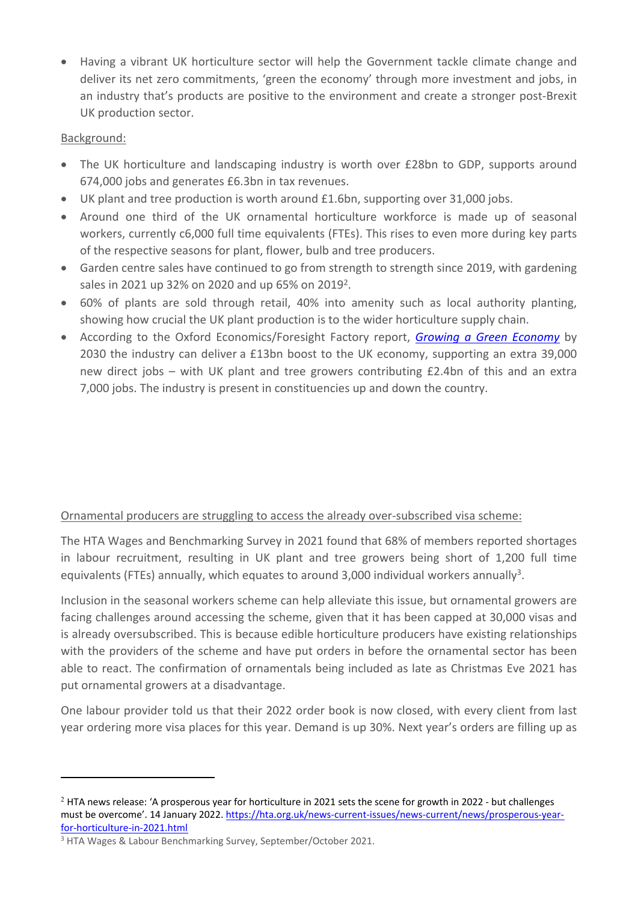- Having a vibrant UK horticulture sector will help the Government tackle climate change and deliver its net zero commitments, 'green the economy' through more investment and jobs, in an industry that's products are positive to the environment and create a stronger post-Brexit UK production sector.

Background:

- The UK horticulture and landscaping industry is worth over £28bn to GDP, supports around 674,000 jobs and generates £6.3bn in tax revenues.
- UK plant and tree production is worth around £1.6bn, supporting over 31,000 jobs.
- Around one third of the UK ornamental horticulture workforce is made up of seasonal workers, currently c6,000 full time equivalents (FTEs). This rises to even more during key parts of the respective seasons for plant, flower, bulb and tree producers.
- Garden centre sales have continued to go from strength to strength since 2019, with gardening sales in 2021 up 32% on 2020 and up 65% on 2019[2].
- 60% of plants are sold through retail, 40% into amenity such as local authority planting, showing how crucial the UK plant production is to the wider horticulture supply chain.
- According to the Oxford Economics/Foresight Factory report, *Growing a Green Economy* by 2030 the industry can deliver a £13bn boost to the UK economy, supporting an extra 39,000 new direct jobs – with UK plant and tree growers contributing £2.4bn of this and an extra 7,000 jobs. The industry is present in constituencies up and down the country.

Ornamental producers are struggling to access the already over-subscribed visa scheme:

The HTA Wages and Benchmarking Survey in 2021 found that 68% of members reported shortages in labour recruitment, resulting in UK plant and tree growers being short of 1,200 full time equivalents (FTEs) annually, which equates to around 3,000 individual workers annually[3].

Inclusion in the seasonal workers scheme can help alleviate this issue, but ornamental growers are facing challenges around accessing the scheme, given that it has been capped at 30,000 visas and is already oversubscribed. This is because edible horticulture producers have existing relationships with the providers of the scheme and have put orders in before the ornamental sector has been able to react. The confirmation of ornamentals being included as late as Christmas Eve 2021 has put ornamental growers at a disadvantage.

One labour provider told us that their 2022 order book is now closed, with every client from last year ordering more visa places for this year. Demand is up 30%. Next year's orders are filling up as

---

[2] HTA news release: 'A prosperous year for horticulture in 2021 sets the scene for growth in 2022 - but challenges must be overcome'. 14 January 2022. https://hta.org.uk/news-current-issues/news-current/news/prosperous-year-for-horticulture-in-2021.html

[3] HTA Wages & Labour Benchmarking Survey, September/October 2021.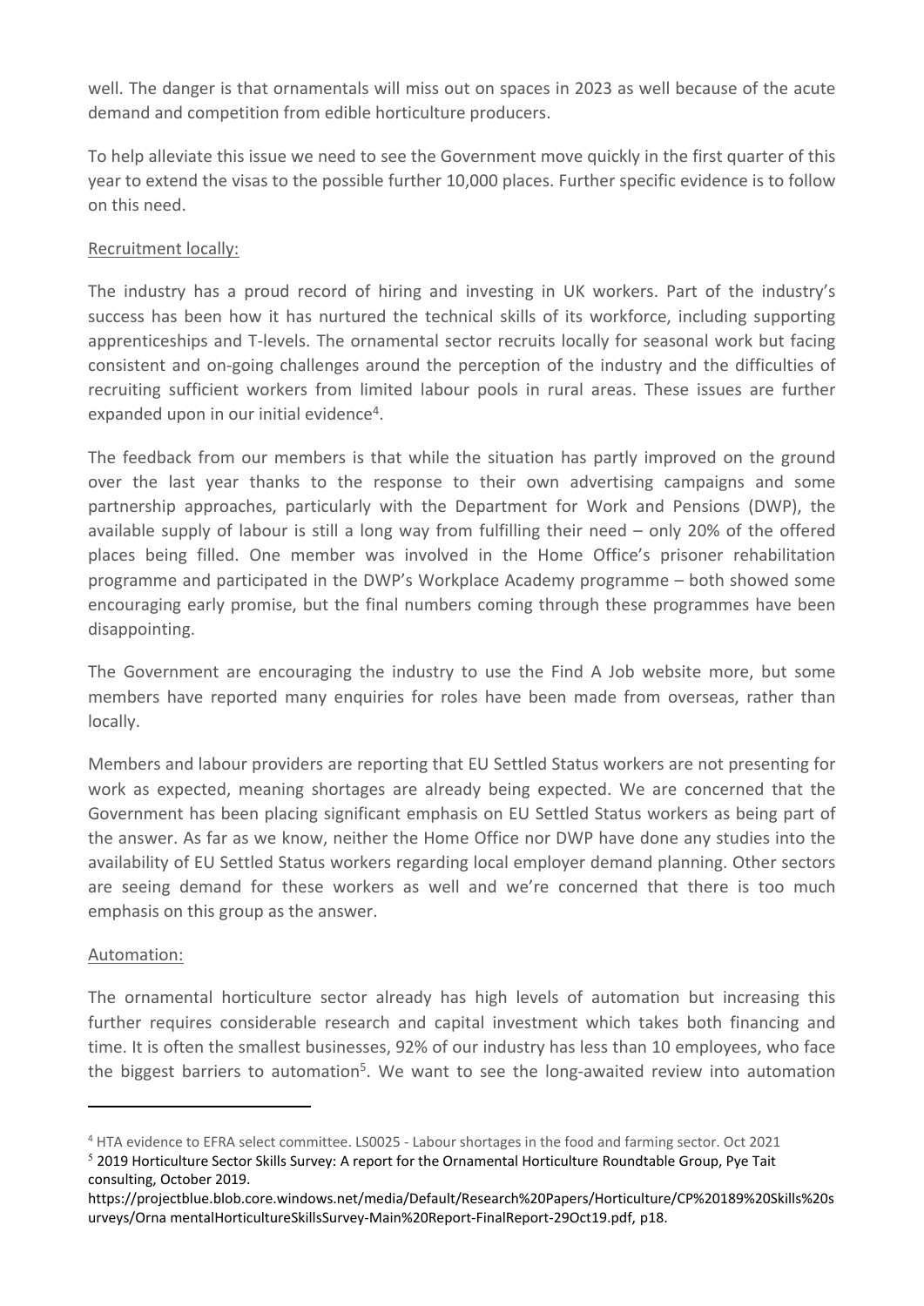well. The danger is that ornamentals will miss out on spaces in 2023 as well because of the acute demand and competition from edible horticulture producers.

To help alleviate this issue we need to see the Government move quickly in the first quarter of this year to extend the visas to the possible further 10,000 places. Further specific evidence is to follow on this need.

Recruitment locally:

The industry has a proud record of hiring and investing in UK workers. Part of the industry's success has been how it has nurtured the technical skills of its workforce, including supporting apprenticeships and T-levels. The ornamental sector recruits locally for seasonal work but facing consistent and on-going challenges around the perception of the industry and the difficulties of recruiting sufficient workers from limited labour pools in rural areas. These issues are further expanded upon in our initial evidence[4].

The feedback from our members is that while the situation has partly improved on the ground over the last year thanks to the response to their own advertising campaigns and some partnership approaches, particularly with the Department for Work and Pensions (DWP), the available supply of labour is still a long way from fulfilling their need – only 20% of the offered places being filled. One member was involved in the Home Office's prisoner rehabilitation programme and participated in the DWP's Workplace Academy programme – both showed some encouraging early promise, but the final numbers coming through these programmes have been disappointing.

The Government are encouraging the industry to use the Find A Job website more, but some members have reported many enquiries for roles have been made from overseas, rather than locally.

Members and labour providers are reporting that EU Settled Status workers are not presenting for work as expected, meaning shortages are already being expected. We are concerned that the Government has been placing significant emphasis on EU Settled Status workers as being part of the answer. As far as we know, neither the Home Office nor DWP have done any studies into the availability of EU Settled Status workers regarding local employer demand planning. Other sectors are seeing demand for these workers as well and we're concerned that there is too much emphasis on this group as the answer.

Automation:

The ornamental horticulture sector already has high levels of automation but increasing this further requires considerable research and capital investment which takes both financing and time. It is often the smallest businesses, 92% of our industry has less than 10 employees, who face the biggest barriers to automation[5]. We want to see the long-awaited review into automation

---

[4] HTA evidence to EFRA select committee. LS0025 - Labour shortages in the food and farming sector. Oct 2021

[5] 2019 Horticulture Sector Skills Survey: A report for the Ornamental Horticulture Roundtable Group, Pye Tait consulting, October 2019. https://projectblue.blob.core.windows.net/media/Default/Research%20Papers/Horticulture/CP%20189%20Skills%20surveys/Orna mentalHorticultureSkillsSurvey-Main%20Report-FinalReport-29Oct19.pdf, p18.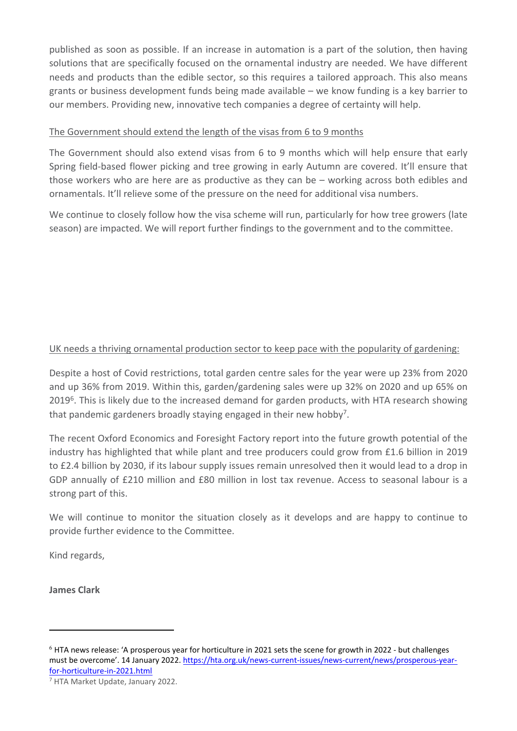published as soon as possible. If an increase in automation is a part of the solution, then having solutions that are specifically focused on the ornamental industry are needed. We have different needs and products than the edible sector, so this requires a tailored approach. This also means grants or business development funds being made available – we know funding is a key barrier to our members. Providing new, innovative tech companies a degree of certainty will help.

<u>The Government should extend the length of the visas from 6 to 9 months</u>

The Government should also extend visas from 6 to 9 months which will help ensure that early Spring field-based flower picking and tree growing in early Autumn are covered. It'll ensure that those workers who are here are as productive as they can be – working across both edibles and ornamentals. It'll relieve some of the pressure on the need for additional visa numbers.

We continue to closely follow how the visa scheme will run, particularly for how tree growers (late season) are impacted. We will report further findings to the government and to the committee.

<u>UK needs a thriving ornamental production sector to keep pace with the popularity of gardening:</u>

Despite a host of Covid restrictions, total garden centre sales for the year were up 23% from 2020 and up 36% from 2019. Within this, garden/gardening sales were up 32% on 2020 and up 65% on 2019[6]. This is likely due to the increased demand for garden products, with HTA research showing that pandemic gardeners broadly staying engaged in their new hobby[7].

The recent Oxford Economics and Foresight Factory report into the future growth potential of the industry has highlighted that while plant and tree producers could grow from £1.6 billion in 2019 to £2.4 billion by 2030, if its labour supply issues remain unresolved then it would lead to a drop in GDP annually of £210 million and £80 million in lost tax revenue. Access to seasonal labour is a strong part of this.

We will continue to monitor the situation closely as it develops and are happy to continue to provide further evidence to the Committee.

Kind regards,

**James Clark**

---

[6] HTA news release: 'A prosperous year for horticulture in 2021 sets the scene for growth in 2022 - but challenges must be overcome'. 14 January 2022. https://hta.org.uk/news-current-issues/news-current/news/prosperous-year-for-horticulture-in-2021.html

[7] HTA Market Update, January 2022.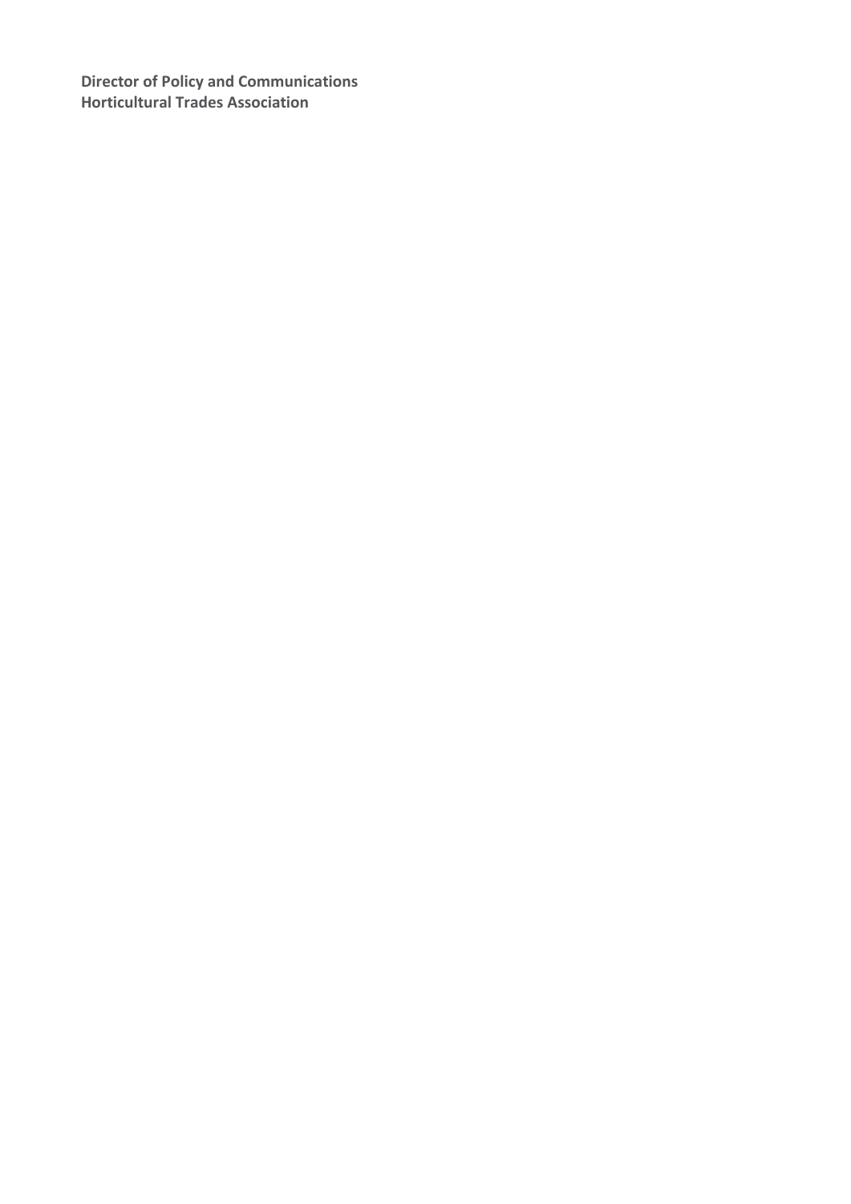**Director of Policy and Communications**
**Horticultural Trades Association**